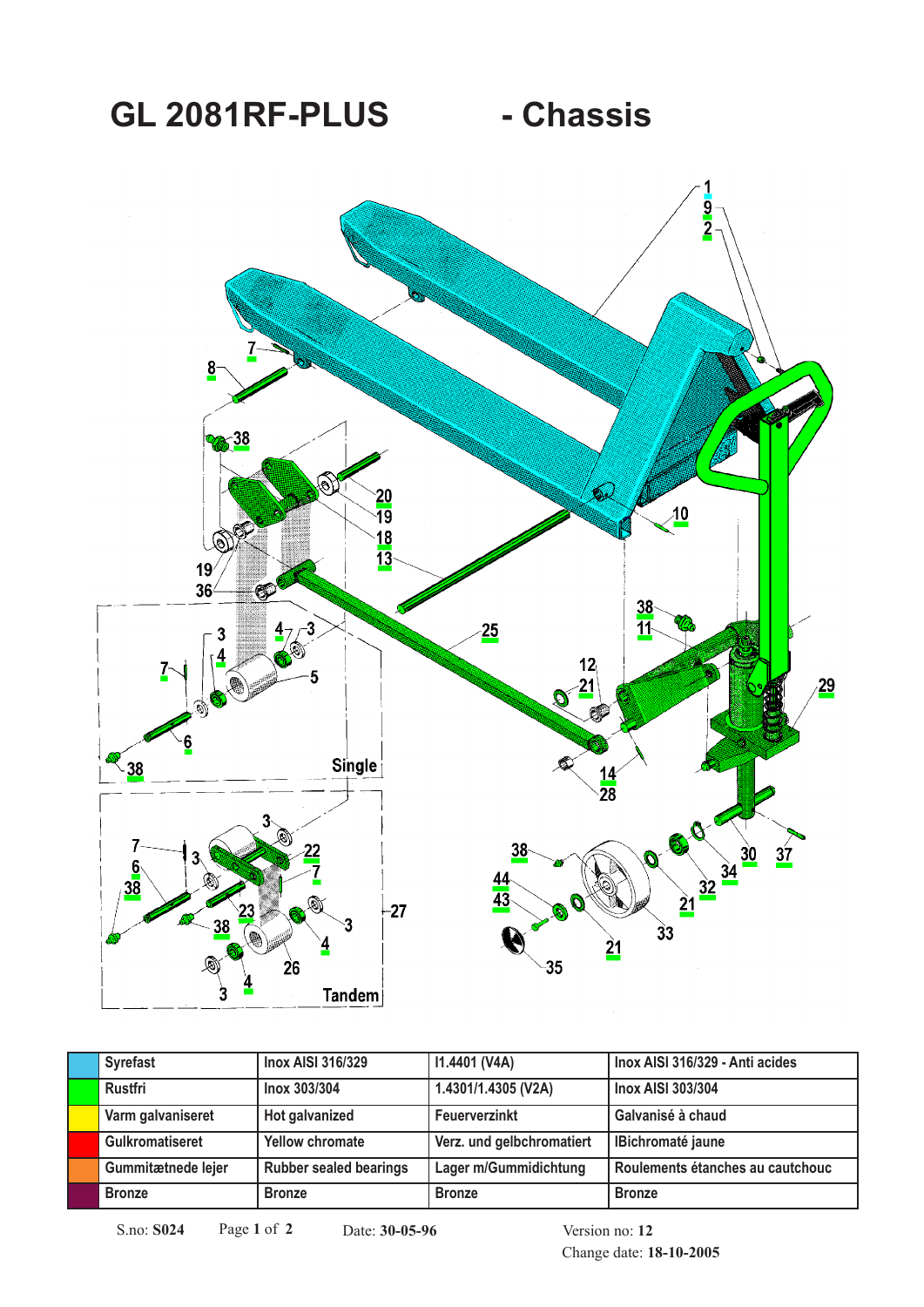# GL 2081RF-PLUS - Chassis

1
9
2
7
8
38
20
19
18
13
10
19
36
25
38
11
3
4
3
4
5
7
12
21
29
6
38
Single
14
28
3
7
22
6
3
7
38
23
27
38
3
4
38
44
43
30
37
34
32
21
33
21
35
26
4
3
Tandem

| | | | | |
|---|---|---|---|---|
| | Syrefast | Inox AISI 316/329 | I1.4401 (V4A) | Inox AISI 316/329 - Anti acides |
| | Rustfri | Inox 303/304 | 1.4301/1.4305 (V2A) | Inox AISI 303/304 |
| | Varm galvaniseret | Hot galvanized | Feuerverzinkt | Galvanisé à chaud |
| | Gulkromatiseret | Yellow chromate | Verz. und gelbchromatiert | IBichromaté jaune |
| | Gummitætnede lejer | Rubber sealed bearings | Lager m/Gummidichtung | Roulements étanches au cautchouc |
| | Bronze | Bronze | Bronze | Bronze |

S.no: **S024** Page **1** of **2** Date: **30-05-96** Version no: **12**
Change date: **18-10-2005**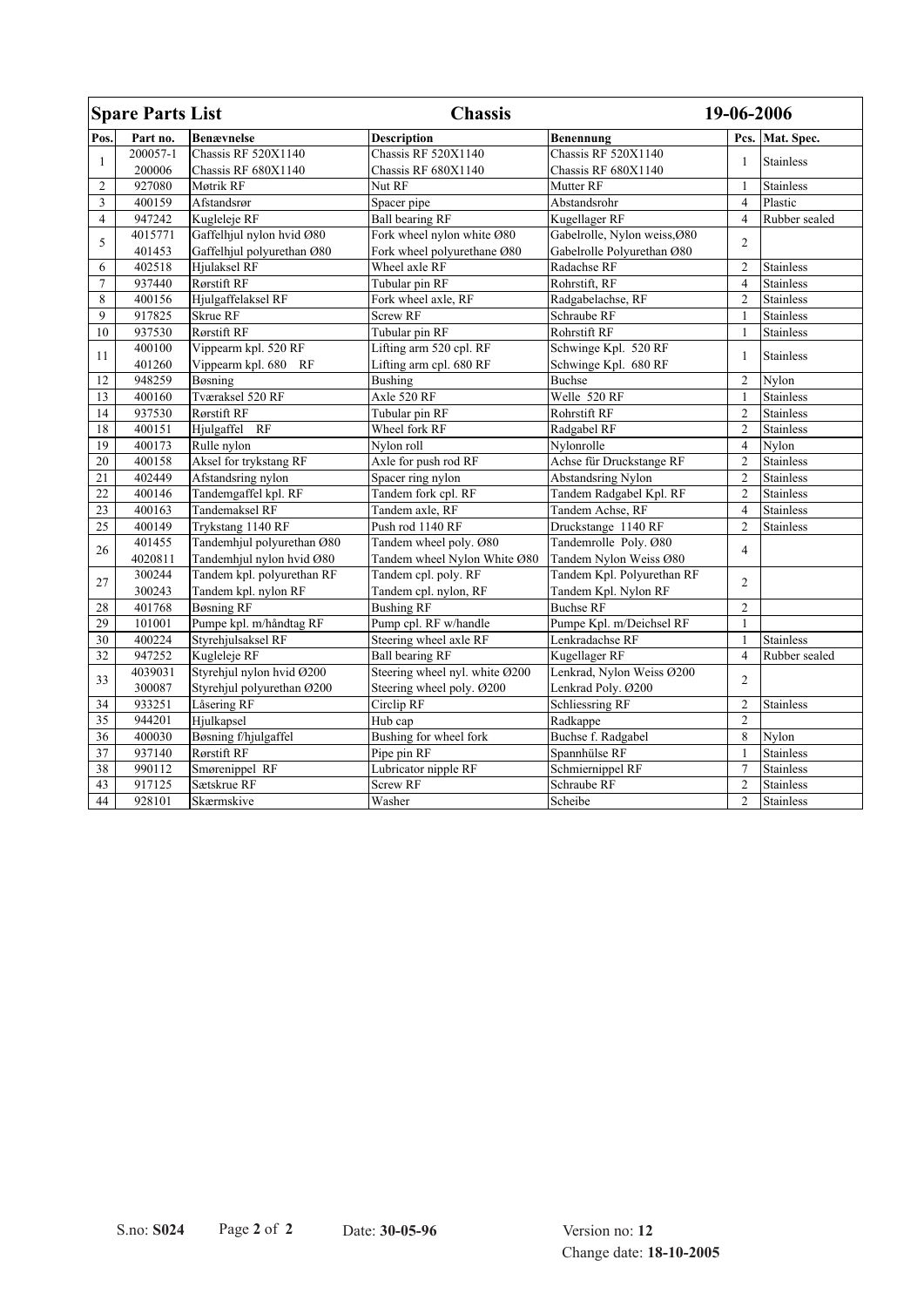# Spare Parts List — Chassis — 19-06-2006

| Pos. | Part no. | Benævnelse | Description | Benennung | Pcs. | Mat. Spec. |
|---|---|---|---|---|---|---|
| 1 | 200057-1<br>200006 | Chassis RF 520X1140<br>Chassis RF 680X1140 | Chassis RF 520X1140<br>Chassis RF 680X1140 | Chassis RF 520X1140<br>Chassis RF 680X1140 | 1 | Stainless |
| 2 | 927080 | Møtrik RF | Nut RF | Mutter RF | 1 | Stainless |
| 3 | 400159 | Afstandsrør | Spacer pipe | Abstandsrohr | 4 | Plastic |
| 4 | 947242 | Kugleleje RF | Ball bearing RF | Kugellager RF | 4 | Rubber sealed |
| 5 | 4015771<br>401453 | Gaffelhjul nylon hvid Ø80<br>Gaffelhjul polyurethan Ø80 | Fork wheel nylon white Ø80<br>Fork wheel polyurethane Ø80 | Gabelrolle, Nylon weiss,Ø80<br>Gabelrolle Polyurethan Ø80 | 2 | |
| 6 | 402518 | Hjulaksel RF | Wheel axle RF | Radachse RF | 2 | Stainless |
| 7 | 937440 | Rørstift RF | Tubular pin RF | Rohrstift, RF | 4 | Stainless |
| 8 | 400156 | Hjulgaffelaksel RF | Fork wheel axle, RF | Radgabelachse, RF | 2 | Stainless |
| 9 | 917825 | Skrue RF | Screw RF | Schraube RF | 1 | Stainless |
| 10 | 937530 | Rørstift RF | Tubular pin RF | Rohrstift RF | 1 | Stainless |
| 11 | 400100<br>401260 | Vippearm kpl. 520 RF<br>Vippearm kpl. 680 RF | Lifting arm 520 cpl. RF<br>Lifting arm cpl. 680 RF | Schwinge Kpl. 520 RF<br>Schwinge Kpl. 680 RF | 1 | Stainless |
| 12 | 948259 | Bøsning | Bushing | Buchse | 2 | Nylon |
| 13 | 400160 | Tværaksel 520 RF | Axle 520 RF | Welle 520 RF | 1 | Stainless |
| 14 | 937530 | Rørstift RF | Tubular pin RF | Rohrstift RF | 2 | Stainless |
| 18 | 400151 | Hjulgaffel RF | Wheel fork RF | Radgabel RF | 2 | Stainless |
| 19 | 400173 | Rulle nylon | Nylon roll | Nylonrolle | 4 | Nylon |
| 20 | 400158 | Aksel for trykstang RF | Axle for push rod RF | Achse für Druckstange RF | 2 | Stainless |
| 21 | 402449 | Afstandsring nylon | Spacer ring nylon | Abstandsring Nylon | 2 | Stainless |
| 22 | 400146 | Tandemgaffel kpl. RF | Tandem fork cpl. RF | Tandem Radgabel Kpl. RF | 2 | Stainless |
| 23 | 400163 | Tandemaksel RF | Tandem axle, RF | Tandem Achse, RF | 4 | Stainless |
| 25 | 400149 | Trykstang 1140 RF | Push rod 1140 RF | Druckstange 1140 RF | 2 | Stainless |
| 26 | 401455<br>4020811 | Tandemhjul polyurethan Ø80<br>Tandemhjul nylon hvid Ø80 | Tandem wheel poly. Ø80<br>Tandem wheel Nylon White Ø80 | Tandemrolle Poly. Ø80<br>Tandem Nylon Weiss Ø80 | 4 | |
| 27 | 300244<br>300243 | Tandem kpl. polyurethan RF<br>Tandem kpl. nylon RF | Tandem cpl. poly. RF<br>Tandem cpl. nylon, RF | Tandem Kpl. Polyurethan RF<br>Tandem Kpl. Nylon RF | 2 | |
| 28 | 401768 | Bøsning RF | Bushing RF | Buchse RF | 2 | |
| 29 | 101001 | Pumpe kpl. m/håndtag RF | Pump cpl. RF w/handle | Pumpe Kpl. m/Deichsel RF | 1 | |
| 30 | 400224 | Styrehjulsaksel RF | Steering wheel axle RF | Lenkradachse RF | 1 | Stainless |
| 32 | 947252 | Kugleleje RF | Ball bearing RF | Kugellager RF | 4 | Rubber sealed |
| 33 | 4039031<br>300087 | Styrehjul nylon hvid Ø200<br>Styrehjul polyurethan Ø200 | Steering wheel nyl. white Ø200<br>Steering wheel poly. Ø200 | Lenkrad, Nylon Weiss Ø200<br>Lenkrad Poly. Ø200 | 2 | |
| 34 | 933251 | Låsering RF | Circlip RF | Schliessring RF | 2 | Stainless |
| 35 | 944201 | Hjulkapsel | Hub cap | Radkappe | 2 | |
| 36 | 400030 | Bøsning f/hjulgaffel | Bushing for wheel fork | Buchse f. Radgabel | 8 | Nylon |
| 37 | 937140 | Rørstift RF | Pipe pin RF | Spannhülse RF | 1 | Stainless |
| 38 | 990112 | Smørenippel RF | Lubricator nipple RF | Schmiernippel RF | 7 | Stainless |
| 43 | 917125 | Sætskrue RF | Screw RF | Schraube RF | 2 | Stainless |
| 44 | 928101 | Skærmskive | Washer | Scheibe | 2 | Stainless |

S.no: **S024** Date: **30-05-96** Version no: **12**
Change date: **18-10-2005**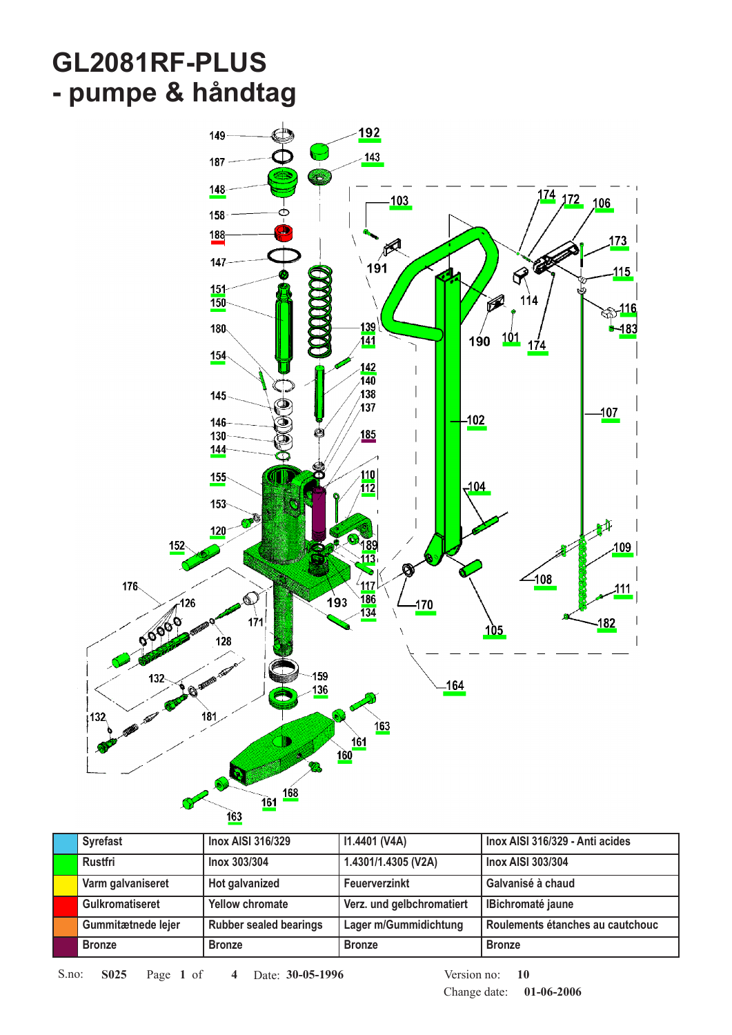# GL2081RF-PLUS
# - pumpe & håndtag

149 187 148 158 188 147 151 150 180 154 145 146 130 144 155 153 120 152 176 126 128 171 132 181 132 192 143 139 141 142 140 138 137 185 110 112 189 113 117 186 134 193 159 136 163 161 160 168 161 163 103 191 174 172 106 173 115 114 190 101 174 116 183 102 107 104 109 108 111 170 105 182 164

| | | | | |
|---|---|---|---|---|
| | Syrefast | Inox AISI 316/329 | I1.4401 (V4A) | Inox AISI 316/329 - Anti acides |
| | Rustfri | Inox 303/304 | 1.4301/1.4305 (V2A) | Inox AISI 303/304 |
| | Varm galvaniseret | Hot galvanized | Feuerverzinkt | Galvanisé à chaud |
| | Gulkromatiseret | Yellow chromate | Verz. und gelbchromatiert | IBichromaté jaune |
| | Gummitætnede lejer | Rubber sealed bearings | Lager m/Gummidichtung | Roulements étanches au cautchouc |
| | Bronze | Bronze | Bronze | Bronze |

S.no: **S025** Page **1** of **4** Date: **30-05-1996** Version no: **10** Change date: **01-06-2006**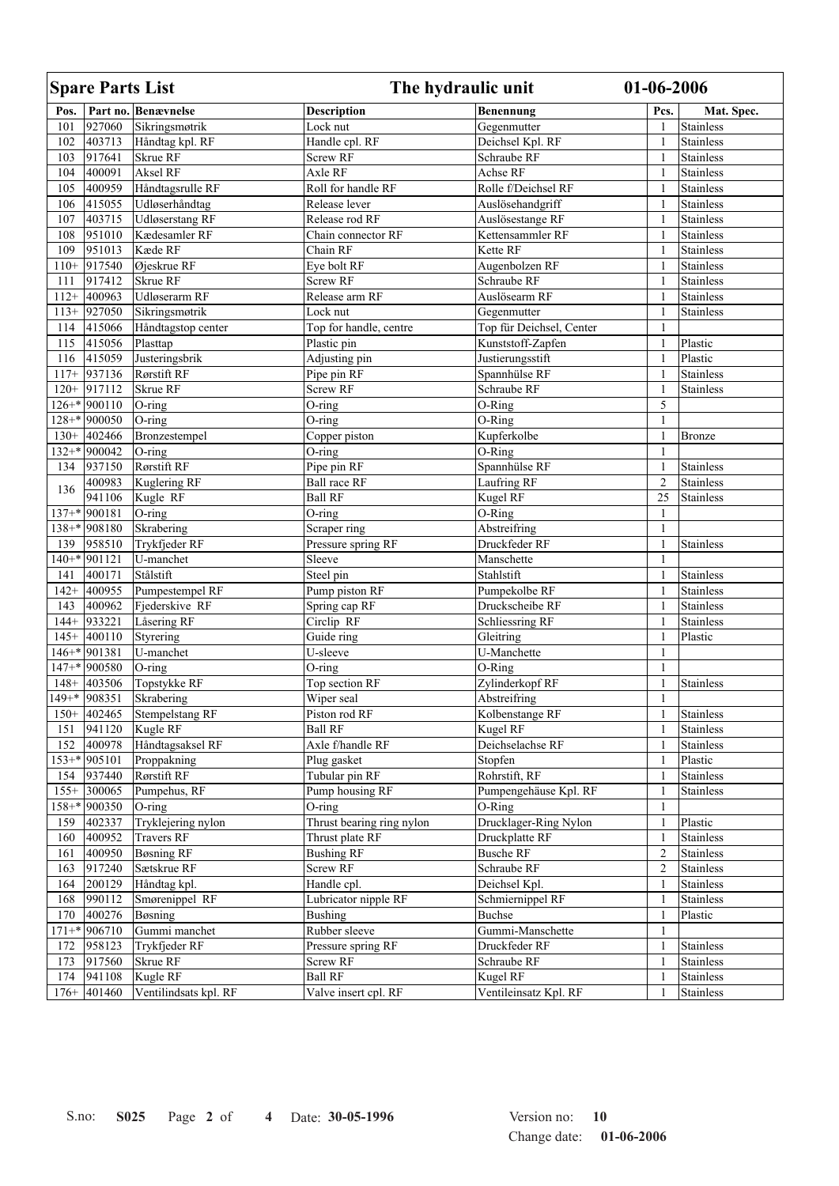## Spare Parts List — The hydraulic unit — 01-06-2006

| Pos. | Part no. | Benævnelse | Description | Benennung | Pcs. | Mat. Spec. |
|---|---|---|---|---|---|---|
| 101 | 927060 | Sikringsmøtrik | Lock nut | Gegenmutter | 1 | Stainless |
| 102 | 403713 | Håndtag kpl. RF | Handle cpl. RF | Deichsel Kpl. RF | 1 | Stainless |
| 103 | 917641 | Skrue RF | Screw RF | Schraube RF | 1 | Stainless |
| 104 | 400091 | Aksel RF | Axle RF | Achse RF | 1 | Stainless |
| 105 | 400959 | Håndtagsrulle RF | Roll for handle RF | Rolle f/Deichsel RF | 1 | Stainless |
| 106 | 415055 | Udløserhåndtag | Release lever | Auslösehandgriff | 1 | Stainless |
| 107 | 403715 | Udløserstang RF | Release rod RF | Auslösestange RF | 1 | Stainless |
| 108 | 951010 | Kædesamler RF | Chain connector RF | Kettensammler RF | 1 | Stainless |
| 109 | 951013 | Kæde RF | Chain RF | Kette RF | 1 | Stainless |
| 110+ | 917540 | Øjeskrue RF | Eye bolt RF | Augenbolzen RF | 1 | Stainless |
| 111 | 917412 | Skrue RF | Screw RF | Schraube RF | 1 | Stainless |
| 112+ | 400963 | Udløserarm RF | Release arm RF | Auslösearm RF | 1 | Stainless |
| 113+ | 927050 | Sikringsmøtrik | Lock nut | Gegenmutter | 1 | Stainless |
| 114 | 415066 | Håndtagstop center | Top for handle, centre | Top für Deichsel, Center | 1 | |
| 115 | 415056 | Plasttap | Plastic pin | Kunststoff-Zapfen | 1 | Plastic |
| 116 | 415059 | Justeringsbrik | Adjusting pin | Justierungsstift | 1 | Plastic |
| 117+ | 937136 | Rørstift RF | Pipe pin RF | Spannhülse RF | 1 | Stainless |
| 120+ | 917112 | Skrue RF | Screw RF | Schraube RF | 1 | Stainless |
| 126+* | 900110 | O-ring | O-ring | O-Ring | 5 | |
| 128+* | 900050 | O-ring | O-ring | O-Ring | 1 | |
| 130+ | 402466 | Bronzestempel | Copper piston | Kupferkolbe | 1 | Bronze |
| 132+* | 900042 | O-ring | O-ring | O-Ring | 1 | |
| 134 | 937150 | Rørstift RF | Pipe pin RF | Spannhülse RF | 1 | Stainless |
| 136 | 400983 | Kuglering RF | Ball race RF | Laufring RF | 2 | Stainless |
| | 941106 | Kugle RF | Ball RF | Kugel RF | 25 | Stainless |
| 137+* | 900181 | O-ring | O-ring | O-Ring | 1 | |
| 138+* | 908180 | Skrabering | Scraper ring | Abstreifring | 1 | |
| 139 | 958510 | Trykfjeder RF | Pressure spring RF | Druckfeder RF | 1 | Stainless |
| 140+* | 901121 | U-manchet | Sleeve | Manschette | 1 | |
| 141 | 400171 | Stålstift | Steel pin | Stahlstift | 1 | Stainless |
| 142+ | 400955 | Pumpestempel RF | Pump piston RF | Pumpekolbe RF | 1 | Stainless |
| 143 | 400962 | Fjederskive RF | Spring cap RF | Druckscheibe RF | 1 | Stainless |
| 144+ | 933221 | Låsering RF | Circlip RF | Schliessring RF | 1 | Stainless |
| 145+ | 400110 | Styrering | Guide ring | Gleitring | 1 | Plastic |
| 146+* | 901381 | U-manchet | U-sleeve | U-Manchette | 1 | |
| 147+* | 900580 | O-ring | O-ring | O-Ring | 1 | |
| 148+ | 403506 | Topstykke RF | Top section RF | Zylinderkopf RF | 1 | Stainless |
| 149+* | 908351 | Skrabering | Wiper seal | Abstreifring | 1 | |
| 150+ | 402465 | Stempelstang RF | Piston rod RF | Kolbenstange RF | 1 | Stainless |
| 151 | 941120 | Kugle RF | Ball RF | Kugel RF | 1 | Stainless |
| 152 | 400978 | Håndtagsaksel RF | Axle f/handle RF | Deichselachse RF | 1 | Stainless |
| 153+* | 905101 | Proppakning | Plug gasket | Stopfen | 1 | Plastic |
| 154 | 937440 | Rørstift RF | Tubular pin RF | Rohrstift, RF | 1 | Stainless |
| 155+ | 300065 | Pumpehus, RF | Pump housing RF | Pumpengehäuse Kpl. RF | 1 | Stainless |
| 158+* | 900350 | O-ring | O-ring | O-Ring | 1 | |
| 159 | 402337 | Tryklejering nylon | Thrust bearing ring nylon | Drucklager-Ring Nylon | 1 | Plastic |
| 160 | 400952 | Travers RF | Thrust plate RF | Druckplatte RF | 1 | Stainless |
| 161 | 400950 | Bøsning RF | Bushing RF | Busche RF | 2 | Stainless |
| 163 | 917240 | Sætskrue RF | Screw RF | Schraube RF | 2 | Stainless |
| 164 | 200129 | Håndtag kpl. | Handle cpl. | Deichsel Kpl. | 1 | Stainless |
| 168 | 990112 | Smørenippel RF | Lubricator nipple RF | Schmiernippel RF | 1 | Stainless |
| 170 | 400276 | Bøsning | Bushing | Buchse | 1 | Plastic |
| 171+* | 906710 | Gummi manchet | Rubber sleeve | Gummi-Manschette | 1 | |
| 172 | 958123 | Trykfjeder RF | Pressure spring RF | Druckfeder RF | 1 | Stainless |
| 173 | 917560 | Skrue RF | Screw RF | Schraube RF | 1 | Stainless |
| 174 | 941108 | Kugle RF | Ball RF | Kugel RF | 1 | Stainless |
| 176+ | 401460 | Ventilindsats kpl. RF | Valve insert cpl. RF | Ventileinsatz Kpl. RF | 1 | Stainless |

S.no: **S025** Date: **30-05-1996** Version no: **10** Change date: **01-06-2006**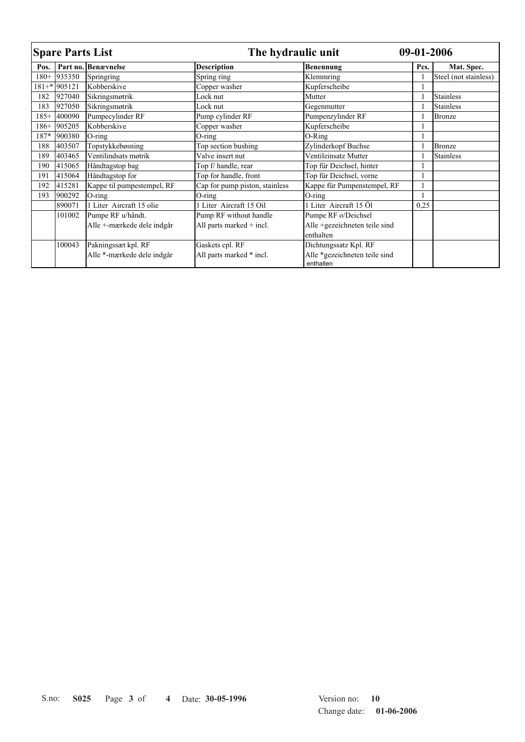## Spare Parts List — The hydraulic unit — 09-01-2006

| Pos. | Part no. | Benævnelse | Description | Benennung | Pcs. | Mat. Spec. |
|---|---|---|---|---|---|---|
| 180+ | 935350 | Springring | Spring ring | Klemmring | 1 | Steel (not stainless) |
| 181+* | 905121 | Kobberskive | Copper washer | Kupferscheibe | 1 | |
| 182 | 927040 | Sikringsmøtrik | Lock nut | Mutter | 1 | Stainless |
| 183 | 927050 | Sikringsmøtrik | Lock nut | Gegenmutter | 1 | Stainless |
| 185+ | 400090 | Pumpecylinder RF | Pump cylinder RF | Pumpenzylinder RF | 1 | Bronze |
| 186+ | 905205 | Kobberskive | Copper washer | Kupferscheibe | 1 | |
| 187* | 900380 | O-ring | O-ring | O-Ring | 1 | |
| 188 | 403507 | Topstykkebøsning | Top section bushing | Zylinderkopf Buchse | 1 | Bronze |
| 189 | 403465 | Ventilindsats møtrik | Valve insert nut | Ventileinsatz Mutter | 1 | Stainless |
| 190 | 415065 | Håndtagstop bag | Top f/ handle, rear | Top für Deichsel, hinter | 1 | |
| 191 | 415064 | Håndtagstop for | Top for handle, front | Top für Deichsel, vorne | 1 | |
| 192 | 415281 | Kappe til pumpestempel, RF | Cap for pump piston, stainless | Kappe für Pumpenstempel, RF | 1 | |
| 193 | 900292 | O-ring | O-ring | O-ring | 1 | |
| | 890071 | 1 Liter Aircraft 15 olie | 1 Liter Aircraft 15 Oil | 1 Liter Aircraft 15 Öl | 0,25 | |
| | 101002 | Pumpe RF u/håndt. Alle +-mærkede dele indgår | Pump RF without handle All parts marked + incl. | Pumpe RF o/Deichsel Alle +gezeichneten teile sind enthalten | | |
| | 100043 | Pakningssæt kpl. RF Alle *-mærkede dele indgår | Gaskets cpl. RF All parts marked * incl. | Dichtungssatz Kpl. RF Alle *gezeichneten teile sind enthalten | | |

S.no: **S025** Date: **30-05-1996** Version no: **10** Change date: **01-06-2006**